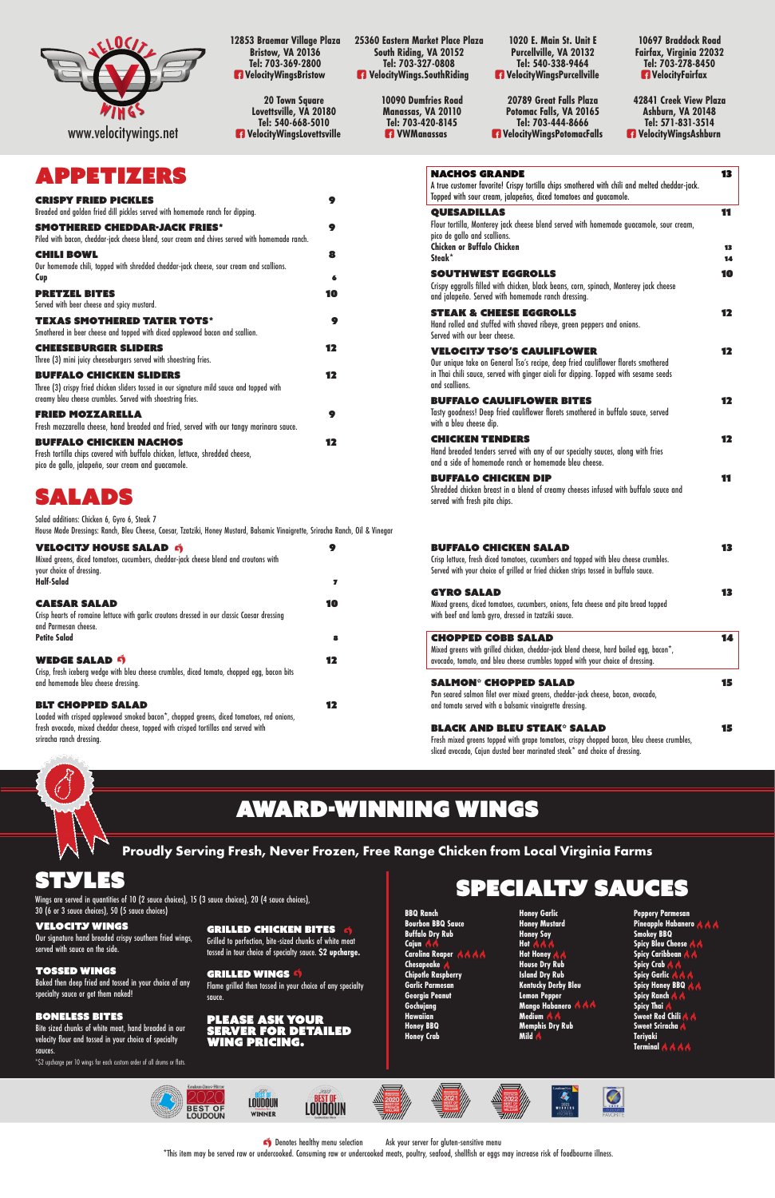www.velocitywings.net

12853 Braemar Village Plaza
Bristow, VA 20136
Tel: 703-369-2800
VelocityWingsBristow

25360 Eastern Market Place Plaza
South Riding, VA 20152
Tel: 703-327-0808
VelocityWings.SouthRiding

1020 E. Main St. Unit E
Purcellville, VA 20132
Tel: 540-338-9464
VelocityWingsPurcellville

10697 Braddock Road
Fairfax, Virginia 22032
Tel: 703-278-8450
VelocityFairfax

20 Town Square
Lovettsville, VA 20180
Tel: 540-668-5010
VelocityWingsLovettsville

10090 Dumfries Road
Manassas, VA 20110
Tel: 703-420-8145
VWManassas

20789 Great Falls Plaza
Potomac Falls, VA 20165
Tel: 703-444-8666
VelocityWingsPotomacFalls

42841 Creek View Plaza
Ashburn, VA 20148
Tel: 571-831-3514
VelocityWingsAshburn

# APPETIZERS

**CRISPY FRIED PICKLES** — 9
Breaded and golden fried dill pickles served with homemade ranch for dipping.

**SMOTHERED CHEDDAR-JACK FRIES*** — 9
Piled with bacon, cheddar-jack cheese blend, sour cream and chives served with homemade ranch.

**CHILI BOWL** — 8
Our homemade chili, topped with shredded cheddar-jack cheese, sour cream and scallions.
Cup — 6

**PRETZEL BITES** — 10
Served with beer cheese and spicy mustard.

**TEXAS SMOTHERED TATER TOTS*** — 9
Smothered in beer cheese and topped with diced applewood bacon and scallion.

**CHEESEBURGER SLIDERS** — 12
Three (3) mini juicy cheeseburgers served with shoestring fries.

**BUFFALO CHICKEN SLIDERS** — 12
Three (3) crispy fried chicken sliders tossed in our signature mild sauce and topped with creamy bleu cheese crumbles. Served with shoestring fries.

**FRIED MOZZARELLA** — 9
Fresh mozzarella cheese, hand breaded and fried, served with our tangy marinara sauce.

**BUFFALO CHICKEN NACHOS** — 12
Fresh tortilla chips covered with buffalo chicken, lettuce, shredded cheese, pico de gallo, jalapeño, sour cream and guacamole.

**NACHOS GRANDE** — 13
A true customer favorite! Crispy tortilla chips smothered with chili and melted cheddar-jack. Topped with sour cream, jalapeños, diced tomatoes and guacamole.

**QUESADILLAS** — 11
Flour tortilla, Monterey jack cheese blend served with homemade guacamole, sour cream, pico de gallo and scallions.
Chicken or Buffalo Chicken — 13
Steak* — 14

**SOUTHWEST EGGROLLS** — 10
Crispy eggrolls filled with chicken, black beans, corn, spinach, Monterey jack cheese and jalapeño. Served with homemade ranch dressing.

**STEAK & CHEESE EGGROLLS** — 12
Hand rolled and stuffed with shaved ribeye, green peppers and onions. Served with our beer cheese.

**VELOCITY TSO'S CAULIFLOWER** — 12
Our unique take on General Tso's recipe, deep fried cauliflower florets smothered in Thai chili sauce, served with ginger aioli for dipping. Topped with sesame seeds and scallions.

**BUFFALO CAULIFLOWER BITES** — 12
Tasty goodness! Deep fried cauliflower florets smothered in buffalo sauce, served with a bleu cheese dip.

**CHICKEN TENDERS** — 12
Hand breaded tenders served with any of our specialty sauces, along with fries and a side of homemade ranch or homemade bleu cheese.

**BUFFALO CHICKEN DIP** — 11
Shredded chicken breast in a blend of creamy cheeses infused with buffalo sauce and served with fresh pita chips.

# SALADS

Salad additions: Chicken 6, Gyro 6, Steak 7
House Made Dressings: Ranch, Bleu Cheese, Caesar, Tzatziki, Honey Mustard, Balsamic Vinaigrette, Sriracha Ranch, Oil & Vinegar

**VELOCITY HOUSE SALAD** (healthy) — 9
Mixed greens, diced tomatoes, cucumbers, cheddar-jack cheese blend and croutons with your choice of dressing.
Half-Salad — 7

**CAESAR SALAD** — 10
Crisp hearts of romaine lettuce with garlic croutons dressed in our classic Caesar dressing and Parmesan cheese.
Petite Salad — 8

**WEDGE SALAD** (healthy) — 12
Crisp, fresh iceberg wedge with bleu cheese crumbles, diced tomato, chopped egg, bacon bits and homemade bleu cheese dressing.

**BLT CHOPPED SALAD** — 12
Loaded with crispy applewood smoked bacon*, chopped greens, diced tomatoes, red onions, fresh avocado, mixed cheddar cheese, topped with crisped tortillas and served with sriracha ranch dressing.

**BUFFALO CHICKEN SALAD** — 13
Crisp lettuce, fresh diced tomatoes, cucumbers and topped with bleu cheese crumbles. Served with your choice of grilled or fried chicken strips tossed in buffalo sauce.

**GYRO SALAD** — 13
Mixed greens, diced tomatoes, cucumbers, onions, feta cheese and pita bread topped with beef and lamb gyro, dressed in tzatziki sauce.

**CHOPPED COBB SALAD** — 14
Mixed greens with grilled chicken, cheddar-jack blend cheese, hard boiled egg, bacon*, avocado, tomato, and bleu cheese crumbles topped with your choice of dressing.

**SALMON* CHOPPED SALAD** — 15
Pan seared salmon filet over mixed greens, cheddar-jack cheese, bacon, avocado, and tomato served with a balsamic vinaigrette dressing.

**BLACK AND BLEU STEAK* SALAD** — 15
Fresh mixed greens topped with grape tomatoes, crispy chopped bacon, bleu cheese crumbles, sliced avocado, Cajun dusted beer marinated steak* and choice of dressing.

# AWARD-WINNING WINGS

**Proudly Serving Fresh, Never Frozen, Free Range Chicken from Local Virginia Farms**

## STYLES

Wings are served in quantities of 10 (2 sauce choices), 15 (3 sauce choices), 20 (4 sauce choices), 30 (6 or 3 sauce choices), 50 (5 sauce choices)

**VELOCITY WINGS**
Our signature hand breaded crispy southern fried wings, served with sauce on the side.

**TOSSED WINGS**
Baked then deep fried and tossed in your choice of any specialty sauce or get them naked!

**BONELESS BITES**
Bite sized chunks of white meat, hand breaded in our velocity flour and tossed in your choice of specialty sauces.

*$2 upcharge per 10 wings for each custom order of all drums or flats.

**GRILLED CHICKEN BITES** (healthy)
Grilled to perfection, bite-sized chunks of white meat tossed in your choice of specialty sauce. **$2 upcharge.**

**GRILLED WINGS** (healthy)
Flame grilled then tossed in your choice of any specialty sauce.

**PLEASE ASK YOUR SERVER FOR DETAILED WING PRICING.**

## SPECIALTY SAUCES

- BBQ Ranch
- Bourbon BBQ Sauce
- Buffalo Dry Rub
- Cajun (2 peppers)
- Carolina Reaper (4 peppers)
- Chesapeake
- Chipotle Raspberry
- Garlic Parmesan
- Georgia Peanut
- Gochujang
- Hawaiian
- Honey BBQ
- Honey Crab
- Honey Garlic
- Honey Mustard
- Honey Soy
- Hot (3 peppers)
- Hot Honey (2 peppers)
- House Dry Rub
- Island Dry Rub
- Kentucky Derby Bleu
- Lemon Pepper
- Mango Habanero (3 peppers)
- Medium (2 peppers)
- Memphis Dry Rub
- Mild (1 pepper)
- Peppery Parmesan
- Pineapple Habanero (3 peppers)
- Smokey BBQ
- Spicy Bleu Cheese (2 peppers)
- Spicy Caribbean (2 peppers)
- Spicy Crab (2 peppers)
- Spicy Garlic (3 peppers)
- Spicy Honey BBQ (2 peppers)
- Spicy Ranch (2 peppers)
- Spicy Thai (1 pepper)
- Sweet Red Chili (2 peppers)
- Sweet Sriracha (1 pepper)
- Teriyaki
- Terminal (4 peppers)

(healthy) Denotes healthy menu selection — Ask your server for gluten-sensitive menu

*This item may be served raw or undercooked. Consuming raw or undercooked meats, poultry, seafood, shellfish or eggs may increase risk of foodbourne illness.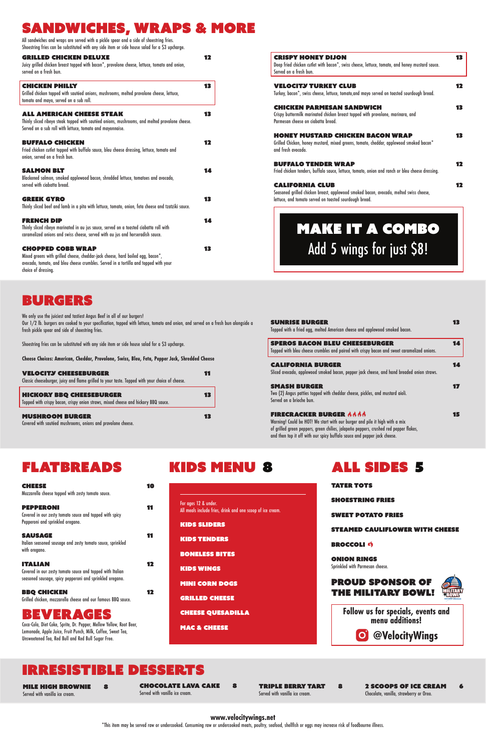# SANDWICHES, WRAPS & MORE

All sandwiches and wraps are served with a pickle spear and a side of shoestring fries.
Shoestring fries can be substituted with any side item or side house salad for a $3 upcharge.

**GRILLED CHICKEN DELUXE** 12
Juicy grilled chicken breast topped with bacon*, provolone cheese, lettuce, tomato and onion, served on a fresh bun.

**CHICKEN PHILLY** 13
Grilled chicken topped with sautéed onions, mushrooms, melted provolone cheese, lettuce, tomato and mayo, served on a sub roll.

**ALL AMERICAN CHEESE STEAK** 13
Thinly sliced ribeye steak topped with sautéed onions, mushrooms, and melted provolone cheese. Served on a sub roll with lettuce, tomato and mayonnaise.

**BUFFALO CHICKEN** 12
Fried chicken cutlet topped with buffalo sauce, bleu cheese dressing, lettuce, tomato and onion, served on a fresh bun.

**SALMON BLT** 14
Blackened salmon, smoked applewood bacon, shredded lettuce, tomatoes and avocado, served with ciabatta bread.

**GREEK GYRO** 13
Thinly sliced beef and lamb in a pita with lettuce, tomato, onion, feta cheese and tzatziki sauce.

**FRENCH DIP** 14
Thinly sliced ribeye marinated in au jus sauce, served on a toasted ciabatta roll with caramelized onions and swiss cheese, served with au jus and horseradish sauce.

**CHOPPED COBB WRAP** 13
Mixed greens with grilled chicken, cheddar-jack cheese, hard boiled egg, bacon*, avocado, tomato, and bleu cheese crumbles. Served in a tortilla and topped with your choice of dressing.

**CRISPY HONEY DIJON** 13
Deep fried chicken cutlet with bacon*, swiss cheese, lettuce, tomato, and honey mustard sauce. Served on a fresh bun.

**VELOCITY TURKEY CLUB** 12
Turkey, bacon*, swiss cheese, lettuce, tomato,and mayo served on toasted sourdough bread.

**CHICKEN PARMESAN SANDWICH** 13
Crispy buttermilk marinated chicken breast topped with provolone, marinara, and Parmesan cheese on ciabatta bread.

**HONEY MUSTARD CHICKEN BACON WRAP** 13
Grilled Chicken, honey mustard, mixed greens, tomato, cheddar, applewood smoked bacon* and fresh avocado.

**BUFFALO TENDER WRAP** 12
Fried chicken tenders, buffalo sauce, lettuce, tomato, onion and ranch or bleu cheese dressing.

**CALIFORNIA CLUB** 12
Seasoned grilled chicken breast, applewood smoked bacon, avocado, melted swiss cheese, lettuce, and tomato served on toasted sourdough bread.

**MAKE IT A COMBO**
Add 5 wings for just $8!

# BURGERS

We only use the juiciest and tastiest Angus Beef in all of our burgers!
Our 1/2 lb. burgers are cooked to your specification, topped with lettuce, tomato and onion, and served on a fresh bun alongside a fresh pickle spear and side of shoestring fries.

Shoestring fries can be substituted with any side item or side house salad for a $3 upcharge.

**Cheese Choices: American, Cheddar, Provolone, Swiss, Bleu, Feta, Pepper Jack, Shredded Cheese**

**VELOCITY CHEESEBURGER** 11
Classic cheeseburger, juicy and flame grilled to your taste. Topped with your choice of cheese.

**HICKORY BBQ CHEESEBURGER** 13
Topped with crispy bacon, crispy onion straws, mixed cheese and hickory BBQ sauce.

**MUSHROOM BURGER** 13
Covered with sautéed mushrooms, onions and provolone cheese.

**SUNRISE BURGER** 13
Topped with a fried egg, melted American cheese and applewood smoked bacon.

**SPEROS BACON BLEU CHEESEBURGER** 14
Topped with bleu cheese crumbles and paired with crispy bacon and sweet caramelized onions.

**CALIFORNIA BURGER** 14
Sliced avocado, applewood smoked bacon, pepper jack cheese, and hand breaded onion straws.

**SMASH BURGER** 17
Two (2) Angus patties topped with cheddar cheese, pickles, and mustard aioli. Served on a brioche bun.

**FIRECRACKER BURGER** 15
Warning! Could be HOT! We start with our burger and pile it high with a mix of grilled green peppers, green chilies, jalapeño peppers, crushed red pepper flakes, and then top it off with our spicy buffalo sauce and pepper jack cheese.

# FLATBREADS

**CHEESE** 10
Mozzarella cheese topped with zesty tomato sauce.

**PEPPERONI** 11
Covered in our zesty tomato sauce and topped with spicy Pepperoni and sprinkled oregano.

**SAUSAGE** 11
Italian seasoned sausage and zesty tomato sauce, sprinkled with oregano.

**ITALIAN** 12
Covered in our zesty tomato sauce and topped with Italian seasoned sausage, spicy pepperoni and sprinkled oregano.

**BBQ CHICKEN** 12
Grilled chicken, mozzarella cheese and our famous BBQ sauce.

# BEVERAGES

Coca-Cola, Diet Coke, Sprite, Dr. Pepper, Mellow Yellow, Root Beer, Lemonade, Apple Juice, Fruit Punch, Milk, Coffee, Sweet Tea, Unsweetened Tea, Red Bull and Red Bull Sugar Free.

# KIDS MENU 8

For ages 12 & under.
All meals include fries, drink and one scoop of ice cream.

- **KIDS SLIDERS**
- **KIDS TENDERS**
- **BONELESS BITES**
- **KIDS WINGS**
- **MINI CORN DOGS**
- **GRILLED CHEESE**
- **CHEESE QUESADILLA**
- **MAC & CHEESE**

# ALL SIDES 5

- **TATER TOTS**
- **SHOESTRING FRIES**
- **SWEET POTATO FRIES**
- **STEAMED CAULIFLOWER WITH CHEESE**
- **BROCCOLI**
- **ONION RINGS**
  Sprinkled with Parmesan cheese.

**PROUD SPONSOR OF THE MILITARY BOWL!**

Follow us for specials, events and menu additions!
@VelocityWings

# IRRESISTIBLE DESSERTS

**MILE HIGH BROWNIE** 8
Served with vanilla ice cream.

**CHOCOLATE LAVA CAKE** 8
Served with vanilla ice cream.

**TRIPLE BERRY TART** 8
Served with vanilla ice cream.

**2 SCOOPS OF ICE CREAM** 6
Chocolate, vanilla, strawberry or Oreo.

**www.velocitywings.net**

*This item may be served raw or undercooked. Consuming raw or undercooked meats, poultry, seafood, shellfish or eggs may increase risk of foodbourne illness.